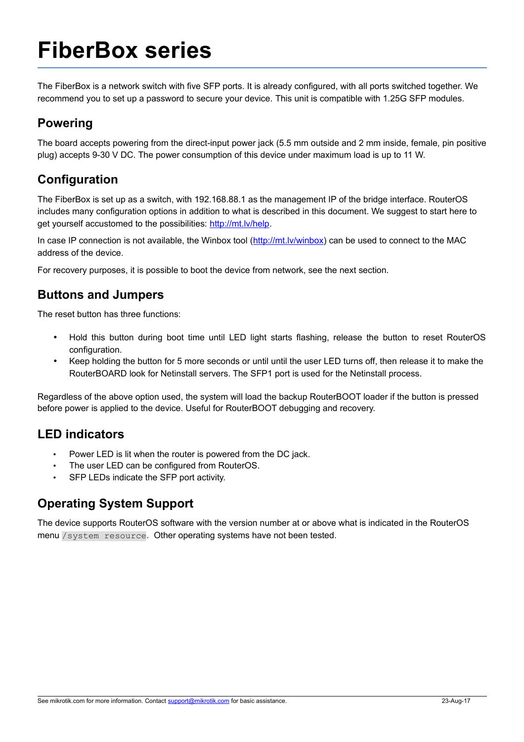# FiberBox series

The FiberBox is a network switch with five SFP ports. It is already configured, with all ports switched together. We recommend you to set up a password to secure your device. This unit is compatible with 1.25G SFP modules.

## Powering

The board accepts powering from the direct-input power jack (5.5 mm outside and 2 mm inside, female, pin positive plug) accepts 9-30 V DC. The power consumption of this device under maximum load is up to 11 W.

## Configuration

The FiberBox is set up as a switch, with 192.168.88.1 as the management IP of the bridge interface. RouterOS includes many configuration options in addition to what is described in this document. We suggest to start here to get yourself accustomed to the possibilities: [http://mt.lv/help](http://mt.lv/help).

In case IP connection is not available, the Winbox tool ([http://mt.lv/winbox](http://mt.lv/winbox)) can be used to connect to the MAC address of the device.

For recovery purposes, it is possible to boot the device from network, see the next section.

## Buttons and Jumpers

The reset button has three functions:

- Hold this button during boot time until LED light starts flashing, release the button to reset RouterOS configuration.
- Keep holding the button for 5 more seconds or until until the user LED turns off, then release it to make the RouterBOARD look for Netinstall servers. The SFP1 port is used for the Netinstall process.

Regardless of the above option used, the system will load the backup RouterBOOT loader if the button is pressed before power is applied to the device. Useful for RouterBOOT debugging and recovery.

## LED indicators

- Power LED is lit when the router is powered from the DC jack.
- The user LED can be configured from RouterOS.
- SFP LEDs indicate the SFP port activity.

## Operating System Support

The device supports RouterOS software with the version number at or above what is indicated in the RouterOS menu `/system resource`. Other operating systems have not been tested.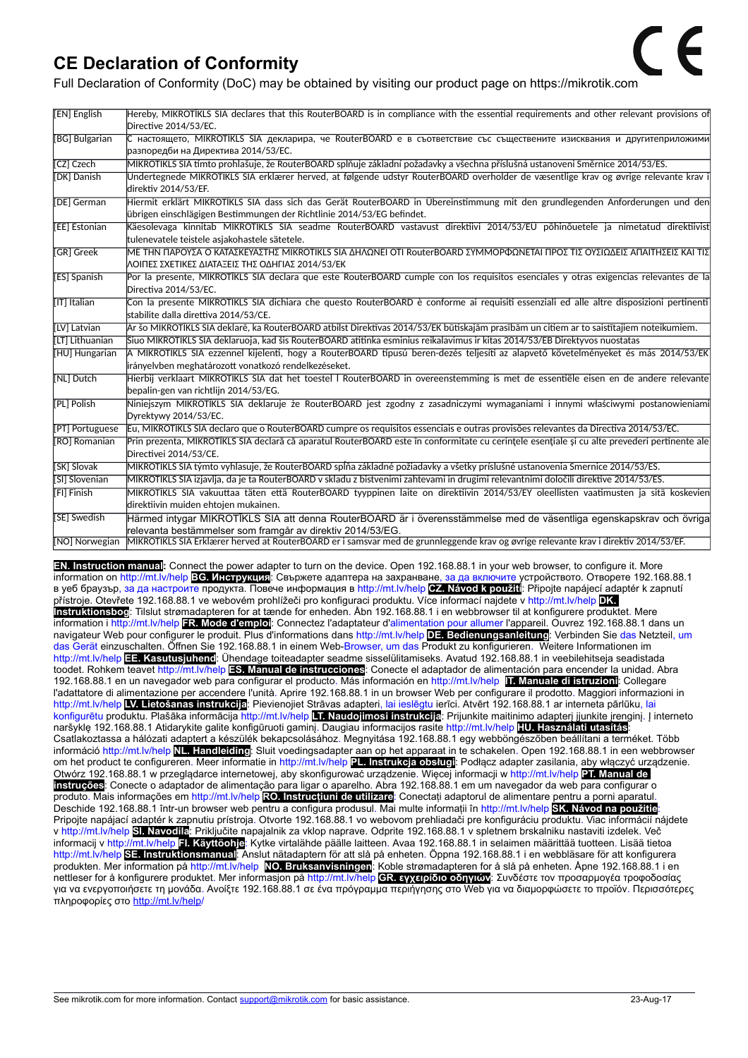# CE Declaration of Conformity

Full Declaration of Conformity (DoC) may be obtained by visiting our product page on https://mikrotik.com

| | |
|---|---|
| [EN] English | Hereby, MIKROTIKLS SIA declares that this RouterBOARD is in compliance with the essential requirements and other relevant provisions of Directive 2014/53/EC. |
| [BG] Bulgarian | С настоящето, MIKROTIKLS SIA декларира, че RouterBOARD е в съответствие със съществените изисквания и другитеприложими разпоредби на Директива 2014/53/EC. |
| [CZ] Czech | MIKROTIKLS SIA tímto prohlašuje, že RouterBOARD splňuje základní požadavky a všechna příslušná ustanoveni Směrnice 2014/53/ES. |
| [DK] Danish | Undertegnede MIKROTIKLS SIA erklærer herved, at følgende udstyr RouterBOARD overholder de væsentlige krav og øvrige relevante krav i direktiv 2014/53/EF. |
| [DE] German | Hiermit erklärt MIKROTIKLS SIA dass sich das Gerät RouterBOARD in Übereinstimmung mit den grundlegenden Anforderungen und den übrigen einschlägigen Bestimmungen der Richtlinie 2014/53/EG befindet. |
| [EE] Estonian | Käesolevaga kinnitab MIKROTIKLS SIA seadme RouterBOARD vastavust direktiivi 2014/53/EU põhinõuetele ja nimetatud direktiivist tulenevatele teistele asjakohastele sätetele. |
| [GR] Greek | ΜΕ ΤΗΝ ΠΑΡΟΥΣΑ Ο ΚΑΤΑΣΚΕΥΑΣΤΗΣ MIKROTIKLS SIA ΔΗΛΩΝΕΙ ΟΤΙ RouterBOARD ΣΥΜΜΟΡΦΩΝΕΤΑΙ ΠΡΟΣ ΤΙΣ ΟΥΣΙΩΔΕΙΣ ΑΠΑΙΤΗΣΕΙΣ ΚΑΙ ΤΙΣ ΛΟΙΠΕΣ ΣΧΕΤΙΚΕΣ ΔΙΑΤΑΞΕΙΣ ΤΗΣ ΟΔΗΓΙΑΣ 2014/53/ΕΚ |
| [ES] Spanish | Por la presente, MIKROTIKLS SIA declara que este RouterBOARD cumple con los requisitos esenciales y otras exigencias relevantes de la Directiva 2014/53/EC. |
| [IT] Italian | Con la presente MIKROTIKLS SIA dichiara che questo RouterBOARD è conforme ai requisiti essenziali ed alle altre disposizioni pertinenti stabilite dalla direttiva 2014/53/CE. |
| [LV] Latvian | Ar šo MIKROTIKLS SIA deklarē, ka RouterBOARD atbilst Direktīvas 2014/53/EK būtiskajām prasībām un citiem ar to saistītajiem noteikumiem. |
| [LT] Lithuanian | Šiuo MIKROTIKLS SIA deklaruoja, kad šis RouterBOARD atitinka esminius reikalavimus ir kitas 2014/53/EB Direktyvos nuostatas |
| [HU] Hungarian | A MIKROTIKLS SIA ezennel kijelenti, hogy a RouterBOARD típusú beren-dezés teljesíti az alapvető követelményeket és más 2014/53/EK irányelvben meghatározott vonatkozó rendelkezéseket. |
| [NL] Dutch | Hierbij verklaart MIKROTIKLS SIA dat het toestel l RouterBOARD in overeenstemming is met de essentiële eisen en de andere relevante bepalin-gen van richtlijn 2014/53/EG. |
| [PL] Polish | Niniejszym MIKROTIKLS SIA deklaruje że RouterBOARD jest zgodny z zasadniczymi wymaganiami i innymi właściwymi postanowieniami Dyrektywy 2014/53/EC. |
| [PT] Portuguese | Eu, MIKROTIKLS SIA declaro que o RouterBOARD cumpre os requisitos essenciais e outras provisões relevantes da Directiva 2014/53/EC. |
| [RO] Romanian | Prin prezenta, MIKROTIKLS SIA declară că aparatul RouterBOARD este în conformitate cu cerințele esențiale şi cu alte prevederi pertinente ale Directivei 2014/53/CE. |
| [SK] Slovak | MIKROTIKLS SIA týmto vyhlasuje, že RouterBOARD spĺňa základné požiadavky a všetky príslušné ustanovenia Smernice 2014/53/ES. |
| [SI] Slovenian | MIKROTIKLS SIA izjavlja, da je ta RouterBOARD v skladu z bistvenimi zahtevami in drugimi relevantnimi določili direktive 2014/53/ES. |
| [FI] Finish | MIKROTIKLS SIA vakuuttaa täten että RouterBOARD tyyppinen laite on direktiivin 2014/53/EY oleellisten vaatimusten ja sitä koskevien direktiivin muiden ehtojen mukainen. |
| [SE] Swedish | Härmed intygar MIKROTIKLS SIA att denna RouterBOARD är i överensstämmelse med de väsentliga egenskapskrav och övriga relevanta bestämmelser som framgår av direktiv 2014/53/EG. |
| [NO] Norwegian | MIKROTIKLS SIA Erklærer herved at RouterBOARD er i samsvar med de grunnleggende krav og øvrige relevante krav i direktiv 2014/53/EF. |

**EN. Instruction manual:** Connect the power adapter to turn on the device. Open 192.168.88.1 in your web browser, to configure it. More information on http://mt.lv/help **BG. Инструкция**: Свържете адаптера на захранване, за да включите устройството. Отворете 192.168.88.1 в уеб браузър, за да настроите продукта. Повече информация в http://mt.lv/help **CZ. Návod k použití**: Připojte napájecí adaptér k zapnutí přístroje. Otevřete 192.168.88.1 ve webovém prohlížeči pro konfiguraci produktu. Více informací najdete v http://mt.lv/help **DK. Instruktionsbog**: Tilslut strømadapteren for at tænde for enheden. Åbn 192.168.88.1 i en webbrowser til at konfigurere produktet. Mere information i http://mt.lv/help **FR. Mode d'emploi**: Connectez l'adaptateur d'alimentation pour allumer l'appareil. Ouvrez 192.168.88.1 dans un navigateur Web pour configurer le produit. Plus d'informations dans http://mt.lv/help **DE. Bedienungsanleitung**: Verbinden Sie das Netzteil, um das Gerät einzuschalten. Öffnen Sie 192.168.88.1 in einem Web-Browser, um das Produkt zu konfigurieren. Weitere Informationen im http://mt.lv/help **EE. Kasutusjuhend**: Ühendage toiteadapter seadme sisselülitamiseks. Avatud 192.168.88.1 in veebilehitseja seadistada toodet. Rohkem teavet http://mt.lv/help **ES. Manual de instrucciones**: Conecte el adaptador de alimentación para encender la unidad. Abra 192.168.88.1 en un navegador web para configurar el producto. Más información en http://mt.lv/help **IT. Manuale di istruzioni**: Collegare l'adattatore di alimentazione per accendere l'unità. Aprire 192.168.88.1 in un browser Web per configurare il prodotto. Maggiori informazioni in http://mt.lv/help **LV. Lietošanas instrukcija**: Pievienojiet Strāvas adapteri, lai ieslēgtu ierīci. Atvērt 192.168.88.1 ar interneta pārlūku, lai konfigurētu produktu. Plašāka informācija http://mt.lv/help **LT. Naudojimosi instrukcija**: Prijunkite maitinimo adapterį įjunkite įrenginį. Į interneto naršyklę 192.168.88.1 Atidarykite galite konfigūruoti gaminį. Daugiau informacijos rasite http://mt.lv/help **HU. Használati utasítás**: Csatlakoztassa a hálózati adaptert a készülék bekapcsolásához. Megnyitása 192.168.88.1 egy webböngészőben beállítani a terméket. Több információ http://mt.lv/help **NL. Handleiding**: Sluit voedingsadapter aan op het apparaat in te schakelen. Open 192.168.88.1 in een webbrowser om het product te configureren. Meer informatie in http://mt.lv/help **PL. Instrukcja obsługi**: Podłącz adapter zasilania, aby włączyć urządzenie. Otwórz 192.168.88.1 w przeglądarce internetowej, aby skonfigurować urządzenie. Więcej informacji w http://mt.lv/help **PT. Manual de instruções**: Conecte o adaptador de alimentação para ligar o aparelho. Abra 192.168.88.1 em um navegador da web para configurar o produto. Mais informações em http://mt.lv/help **RO. Instrucțiuni de utilizare**: Conectați adaptorul de alimentare pentru a porni aparatul. Deschide 192.168.88.1 într-un browser web pentru a configura produsul. Mai multe informații în http://mt.lv/help **SK. Návod na použitie**: Pripojte napájací adaptér k zapnutiu prístroja. Otvorte 192.168.88.1 vo webovom prehliadači pre konfiguráciu produktu. Viac informácií nájdete v http://mt.lv/help **SI. Navodila**: Priključite napajalnik za vklop naprave. Odprite 192.168.88.1 v spletnem brskalniku nastaviti izdelek. Več informacij v http://mt.lv/help **FI. Käyttöohje**: Kytke virtalähde päälle laitteen. Avaa 192.168.88.1 in selaimen määrittää tuotteen. Lisää tietoa http://mt.lv/help **SE. Instruktionsmanual**: Anslut nätadaptern för att slå på enheten. Öppna 192.168.88.1 i en webbläsare för att konfigurera produkten. Mer information på http://mt.lv/help **NO. Bruksanvisningen**: Koble strømadapteren for å slå på enheten. Åpne 192.168.88.1 i en nettleser for å konfigurere produktet. Mer informasjon på http://mt.lv/help **GR. εγχειρίδιο οδηγιών**: Συνδέστε τον προσαρμογέα τροφοδοσίας για να ενεργοποιήσετε τη μονάδα. Ανοίξτε 192.168.88.1 σε ένα πρόγραμμα περιήγησης στο Web για να διαμορφώσετε το προϊόν. Περισσότερες πληροφορίες στο http://mt.lv/help/

See mikrotik.com for more information. Contact support@mikrotik.com for basic assistance. 23-Aug-17